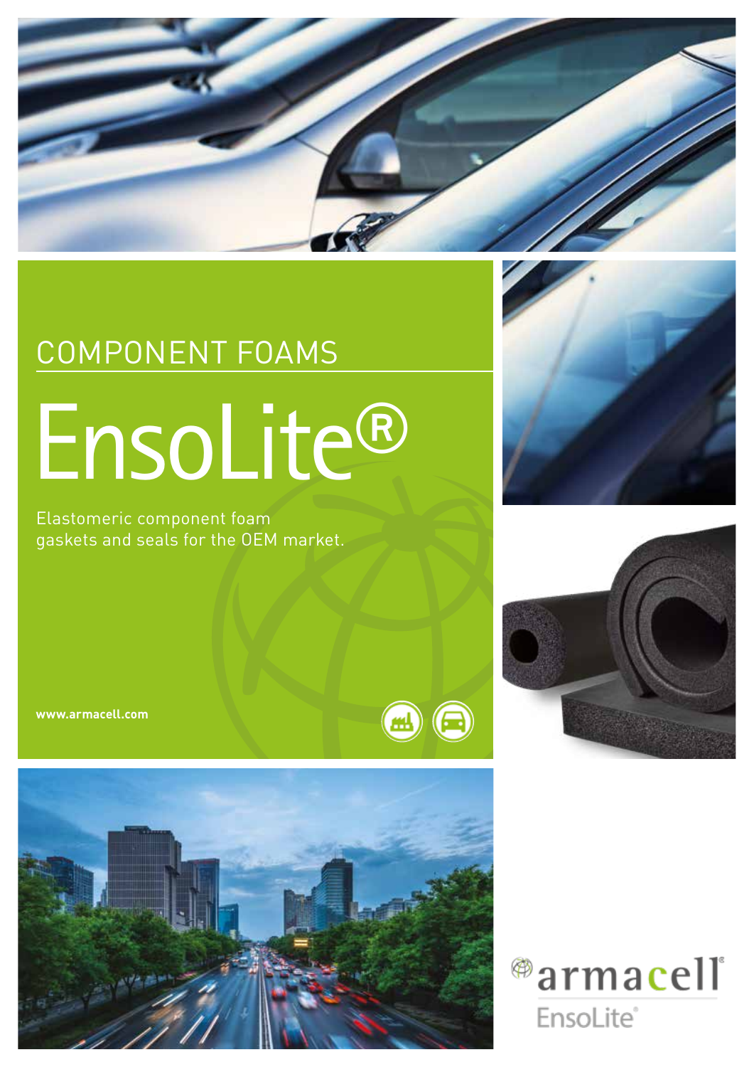COMPONENT FOAMS

# EnsoLite®

Elastomeric component foam gaskets and seals for the OEM market.

www.armacell.com

armacell®
EnsoLite®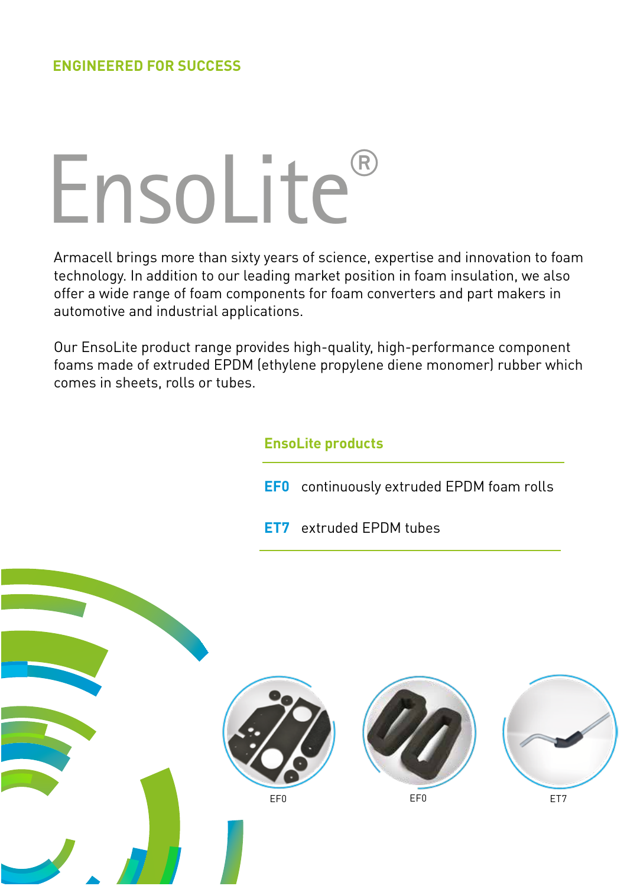ENGINEERED FOR SUCCESS

# EnsoLite®

Armacell brings more than sixty years of science, expertise and innovation to foam technology. In addition to our leading market position in foam insulation, we also offer a wide range of foam components for foam converters and part makers in automotive and industrial applications.

Our EnsoLite product range provides high-quality, high-performance component foams made of extruded EPDM (ethylene propylene diene monomer) rubber which comes in sheets, rolls or tubes.

## EnsoLite products

**EF0** continuously extruded EPDM foam rolls

**ET7** extruded EPDM tubes

EF0

EF0

ET7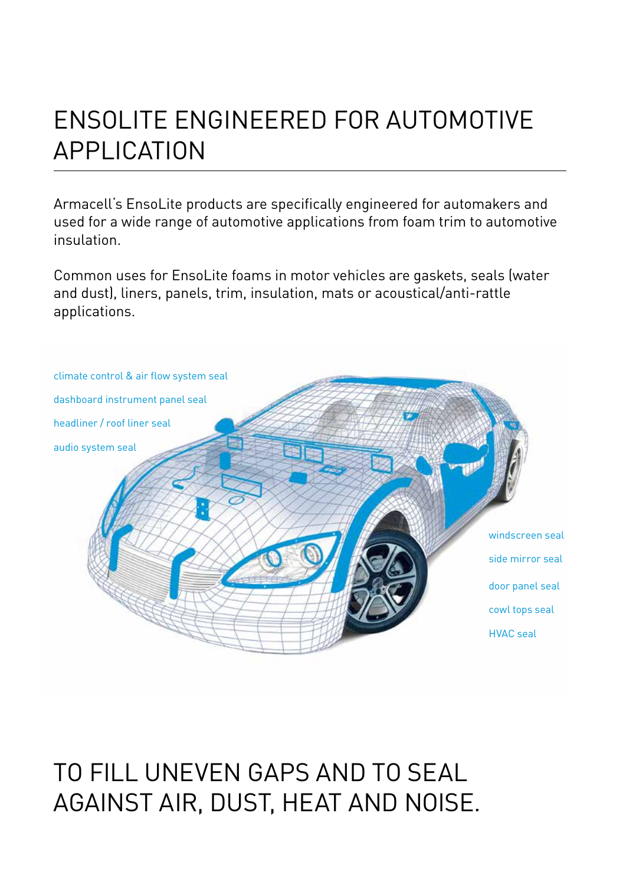# ENSOLITE ENGINEERED FOR AUTOMOTIVE APPLICATION

Armacell's EnsoLite products are specifically engineered for automakers and used for a wide range of automotive applications from foam trim to automotive insulation.

Common uses for EnsoLite foams in motor vehicles are gaskets, seals (water and dust), liners, panels, trim, insulation, mats or acoustical/anti-rattle applications.

climate control & air flow system seal

dashboard instrument panel seal

headliner / roof liner seal

audio system seal

windscreen seal

side mirror seal

door panel seal

cowl tops seal

HVAC seal

# TO FILL UNEVEN GAPS AND TO SEAL AGAINST AIR, DUST, HEAT AND NOISE.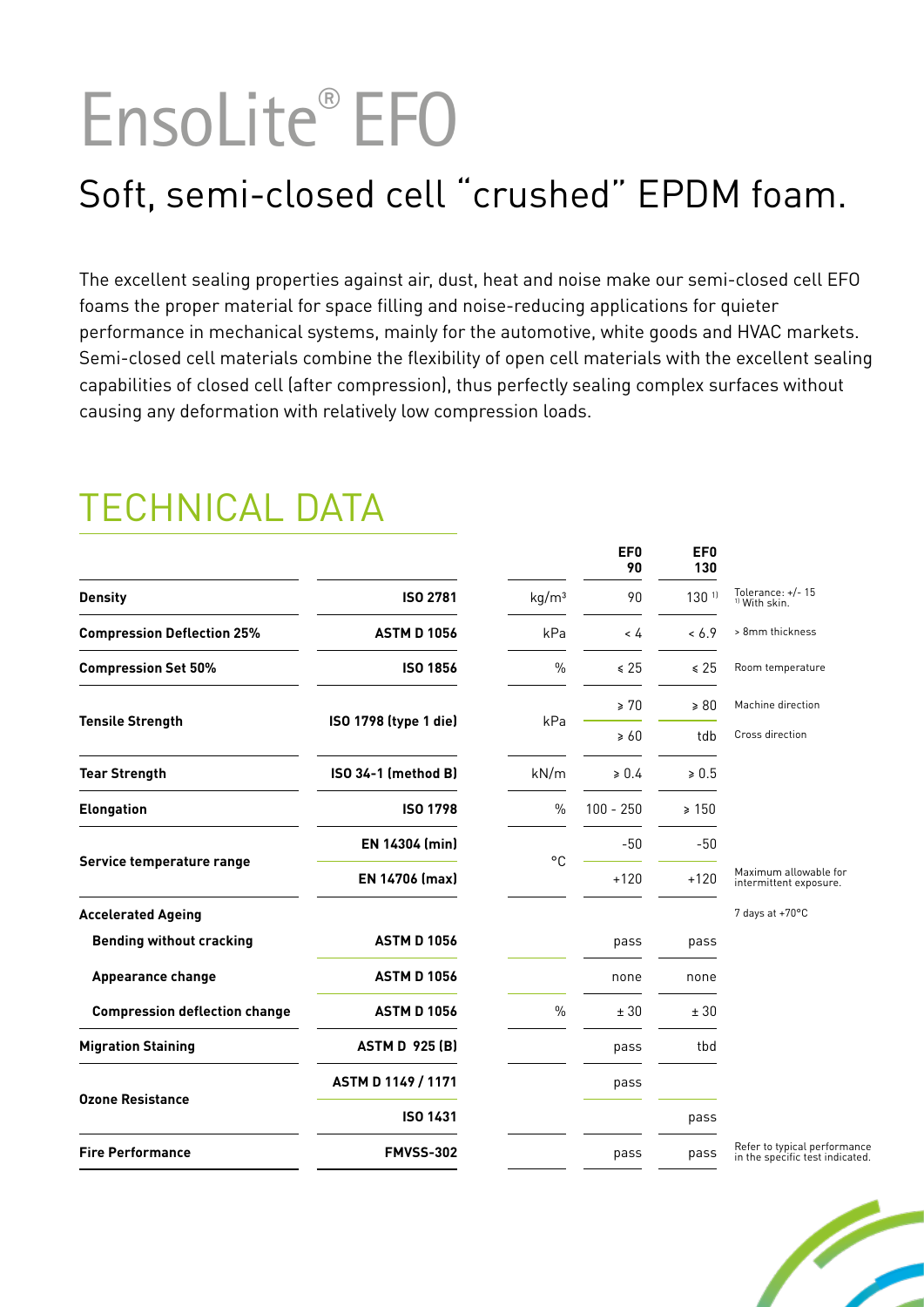# EnsoLite® EFO

## Soft, semi-closed cell "crushed" EPDM foam.

The excellent sealing properties against air, dust, heat and noise make our semi-closed cell EFO foams the proper material for space filling and noise-reducing applications for quieter performance in mechanical systems, mainly for the automotive, white goods and HVAC markets. Semi-closed cell materials combine the flexibility of open cell materials with the excellent sealing capabilities of closed cell (after compression), thus perfectly sealing complex surfaces without causing any deformation with relatively low compression loads.

## TECHNICAL DATA

| | | | EFO 90 | EFO 130 | |
|---|---|---|---|---|---|
| **Density** | **ISO 2781** | kg/m³ | 90 | 130 [1] | Tolerance: +/- 15 [1] With skin. |
| **Compression Deflection 25%** | **ASTM D 1056** | kPa | < 4 | < 6.9 | > 8mm thickness |
| **Compression Set 50%** | **ISO 1856** | % | ≤ 25 | ≤ 25 | Room temperature |
| **Tensile Strength** | **ISO 1798 (type 1 die)** | kPa | ≥ 70 | ≥ 80 | Machine direction |
| | | | ≥ 60 | tdb | Cross direction |
| **Tear Strength** | **ISO 34-1 (method B)** | kN/m | ≥ 0.4 | ≥ 0.5 | |
| **Elongation** | **ISO 1798** | % | 100 - 250 | ≥ 150 | |
| **Service temperature range** | **EN 14304 (min)** | °C | -50 | -50 | |
| | **EN 14706 (max)** | | +120 | +120 | Maximum allowable for intermittent exposure. |
| **Accelerated Ageing** | | | | | 7 days at +70°C |
| **Bending without cracking** | **ASTM D 1056** | | pass | pass | |
| **Appearance change** | **ASTM D 1056** | | none | none | |
| **Compression deflection change** | **ASTM D 1056** | % | ± 30 | ± 30 | |
| **Migration Staining** | **ASTM D 925 (B)** | | pass | tbd | |
| **Ozone Resistance** | **ASTM D 1149 / 1171** | | pass | | |
| | **ISO 1431** | | | pass | |
| **Fire Performance** | **FMVSS-302** | | pass | pass | Refer to typical performance in the specific test indicated. |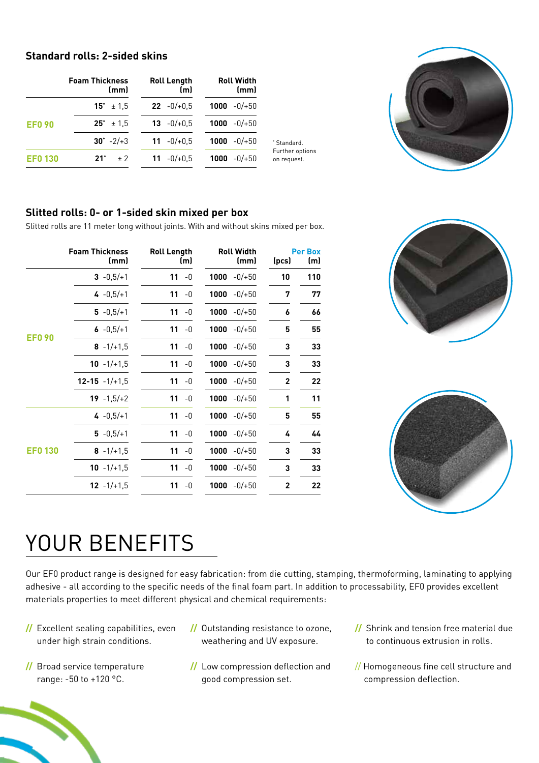## Standard rolls: 2-sided skins

| | Foam Thickness (mm) | Roll Length (m) | Roll Width (mm) |
|---|---|---|---|
| EFO 90 | **15**\* ± 1,5 | **22** -0/+0,5 | **1000** -0/+50 |
| | **25**\* ± 1,5 | **13** -0/+0,5 | **1000** -0/+50 |
| | **30**\* -2/+3 | **11** -0/+0,5 | **1000** -0/+50 |
| EFO 130 | **21**\* ± 2 | **11** -0/+0,5 | **1000** -0/+50 |

\* Standard. Further options on request.

## Slitted rolls: 0- or 1-sided skin mixed per box

Slitted rolls are 11 meter long without joints. With and without skins mixed per box.

| | Foam Thickness (mm) | Roll Length (m) | Roll Width (mm) | Per Box (pcs) | Per Box (m) |
|---|---|---|---|---|---|
| EFO 90 | **3** -0,5/+1 | **11** -0 | **1000** -0/+50 | **10** | **110** |
| | **4** -0,5/+1 | **11** -0 | **1000** -0/+50 | **7** | **77** |
| | **5** -0,5/+1 | **11** -0 | **1000** -0/+50 | **6** | **66** |
| | **6** -0,5/+1 | **11** -0 | **1000** -0/+50 | **5** | **55** |
| | **8** -1/+1,5 | **11** -0 | **1000** -0/+50 | **3** | **33** |
| | **10** -1/+1,5 | **11** -0 | **1000** -0/+50 | **3** | **33** |
| | **12-15** -1/+1,5 | **11** -0 | **1000** -0/+50 | **2** | **22** |
| | **19** -1,5/+2 | **11** -0 | **1000** -0/+50 | **1** | **11** |
| EFO 130 | **4** -0,5/+1 | **11** -0 | **1000** -0/+50 | **5** | **55** |
| | **5** -0,5/+1 | **11** -0 | **1000** -0/+50 | **4** | **44** |
| | **8** -1/+1,5 | **11** -0 | **1000** -0/+50 | **3** | **33** |
| | **10** -1/+1,5 | **11** -0 | **1000** -0/+50 | **3** | **33** |
| | **12** -1/+1,5 | **11** -0 | **1000** -0/+50 | **2** | **22** |

# YOUR BENEFITS

Our EFO product range is designed for easy fabrication: from die cutting, stamping, thermoforming, laminating to applying adhesive - all according to the specific needs of the final foam part. In addition to processability, EFO provides excellent materials properties to meet different physical and chemical requirements:

- // Excellent sealing capabilities, even under high strain conditions.
- // Broad service temperature range: -50 to +120 °C.
- // Outstanding resistance to ozone, weathering and UV exposure.
- // Low compression deflection and good compression set.
- // Shrink and tension free material due to continuous extrusion in rolls.
- // Homogeneous fine cell structure and compression deflection.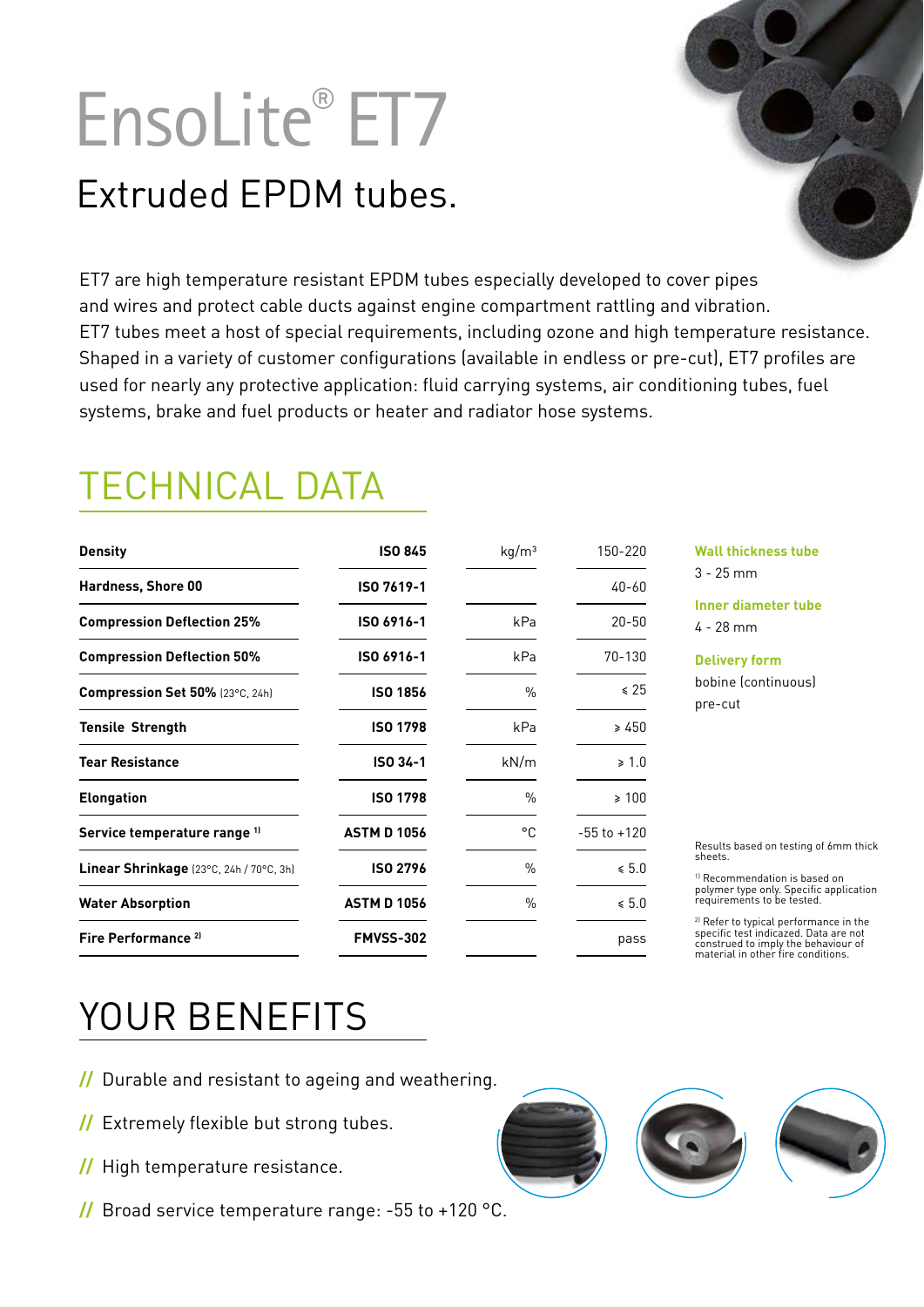# EnsoLite® ET7

## Extruded EPDM tubes.

ET7 are high temperature resistant EPDM tubes especially developed to cover pipes and wires and protect cable ducts against engine compartment rattling and vibration. ET7 tubes meet a host of special requirements, including ozone and high temperature resistance. Shaped in a variety of customer configurations (available in endless or pre-cut), ET7 profiles are used for nearly any protective application: fluid carrying systems, air conditioning tubes, fuel systems, brake and fuel products or heater and radiator hose systems.

## TECHNICAL DATA

| Property | Standard | Unit | Value |
|---|---|---|---|
| **Density** | **ISO 845** | kg/m³ | 150-220 |
| **Hardness, Shore 00** | **ISO 7619-1** | | 40-60 |
| **Compression Deflection 25%** | **ISO 6916-1** | kPa | 20-50 |
| **Compression Deflection 50%** | **ISO 6916-1** | kPa | 70-130 |
| **Compression Set 50%** (23°C, 24h) | **ISO 1856** | % | ≤ 25 |
| **Tensile Strength** | **ISO 1798** | kPa | ≥ 450 |
| **Tear Resistance** | **ISO 34-1** | kN/m | ≥ 1.0 |
| **Elongation** | **ISO 1798** | % | ≥ 100 |
| **Service temperature range** [1] | **ASTM D 1056** | °C | -55 to +120 |
| **Linear Shrinkage** (23°C, 24h / 70°C, 3h) | **ISO 2796** | % | ≤ 5.0 |
| **Water Absorption** | **ASTM D 1056** | % | ≤ 5.0 |
| **Fire Performance** [2] | **FMVSS-302** | | pass |

**Wall thickness tube**
3 - 25 mm

**Inner diameter tube**
4 - 28 mm

**Delivery form**
bobine (continuous)
pre-cut

Results based on testing of 6mm thick sheets.

[1] Recommendation is based on polymer type only. Specific application requirements to be tested.

[2] Refer to typical performance in the specific test indicazed. Data are not construed to imply the behaviour of material in other fire conditions.

## YOUR BENEFITS

- // Durable and resistant to ageing and weathering.
- // Extremely flexible but strong tubes.
- // High temperature resistance.
- // Broad service temperature range: -55 to +120 °C.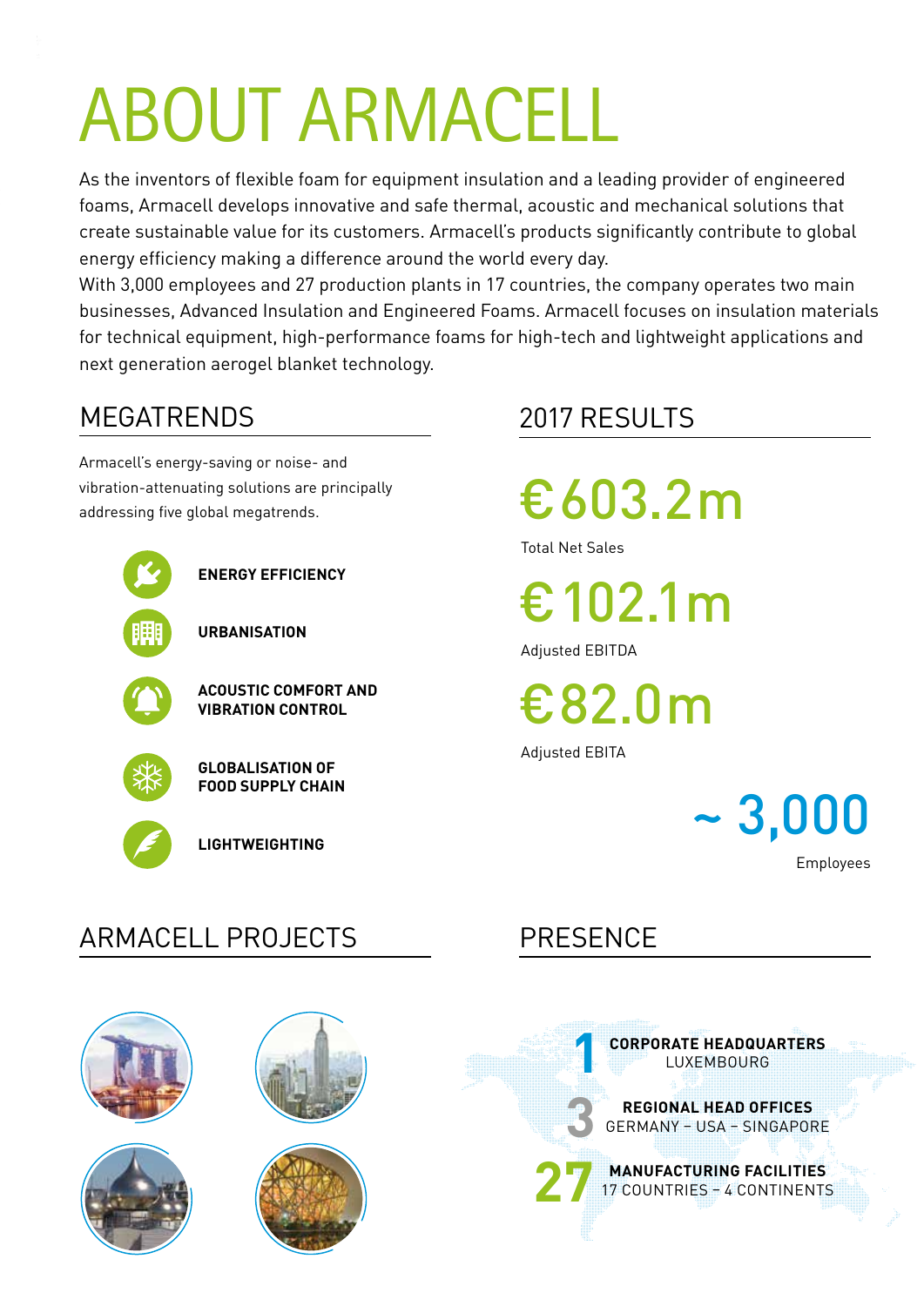# ABOUT ARMACELL

As the inventors of flexible foam for equipment insulation and a leading provider of engineered foams, Armacell develops innovative and safe thermal, acoustic and mechanical solutions that create sustainable value for its customers. Armacell's products significantly contribute to global energy efficiency making a difference around the world every day.
With 3,000 employees and 27 production plants in 17 countries, the company operates two main businesses, Advanced Insulation and Engineered Foams. Armacell focuses on insulation materials for technical equipment, high-performance foams for high-tech and lightweight applications and next generation aerogel blanket technology.

## MEGATRENDS

Armacell's energy-saving or noise- and vibration-attenuating solutions are principally addressing five global megatrends.

- **ENERGY EFFICIENCY**
- **URBANISATION**
- **ACOUSTIC COMFORT AND VIBRATION CONTROL**
- **GLOBALISATION OF FOOD SUPPLY CHAIN**
- **LIGHTWEIGHTING**

## 2017 RESULTS

**€603.2m**
Total Net Sales

**€102.1m**
Adjusted EBITDA

**€82.0m**
Adjusted EBITA

**~ 3,000**
Employees

## ARMACELL PROJECTS

## PRESENCE

**1** **CORPORATE HEADQUARTERS**
LUXEMBOURG

**3** **REGIONAL HEAD OFFICES**
GERMANY – USA – SINGAPORE

**27** **MANUFACTURING FACILITIES**
17 COUNTRIES – 4 CONTINENTS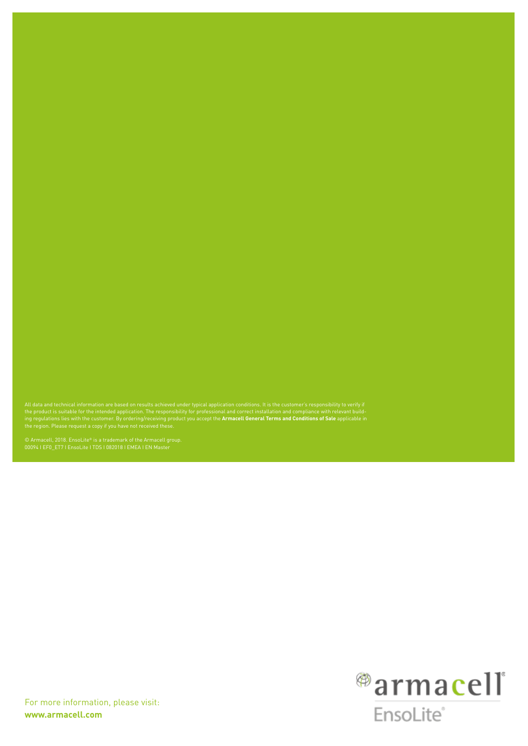All data and technical information are based on results achieved under typical application conditions. It is the customer's responsibility to verify if the product is suitable for the intended application. The responsibility for professional and correct installation and compliance with relevant building regulations lies with the customer. By ordering/receiving product you accept the **Armacell General Terms and Conditions of Sale** applicable in the region. Please request a copy if you have not received these.

© Armacell, 2018. EnsoLite® is a trademark of the Armacell group.
00094 I EF0_ET7 I EnsoLite I TDS I 082018 I EMEA I EN Master

For more information, please visit:
**www.armacell.com**

armacell®
EnsoLite®